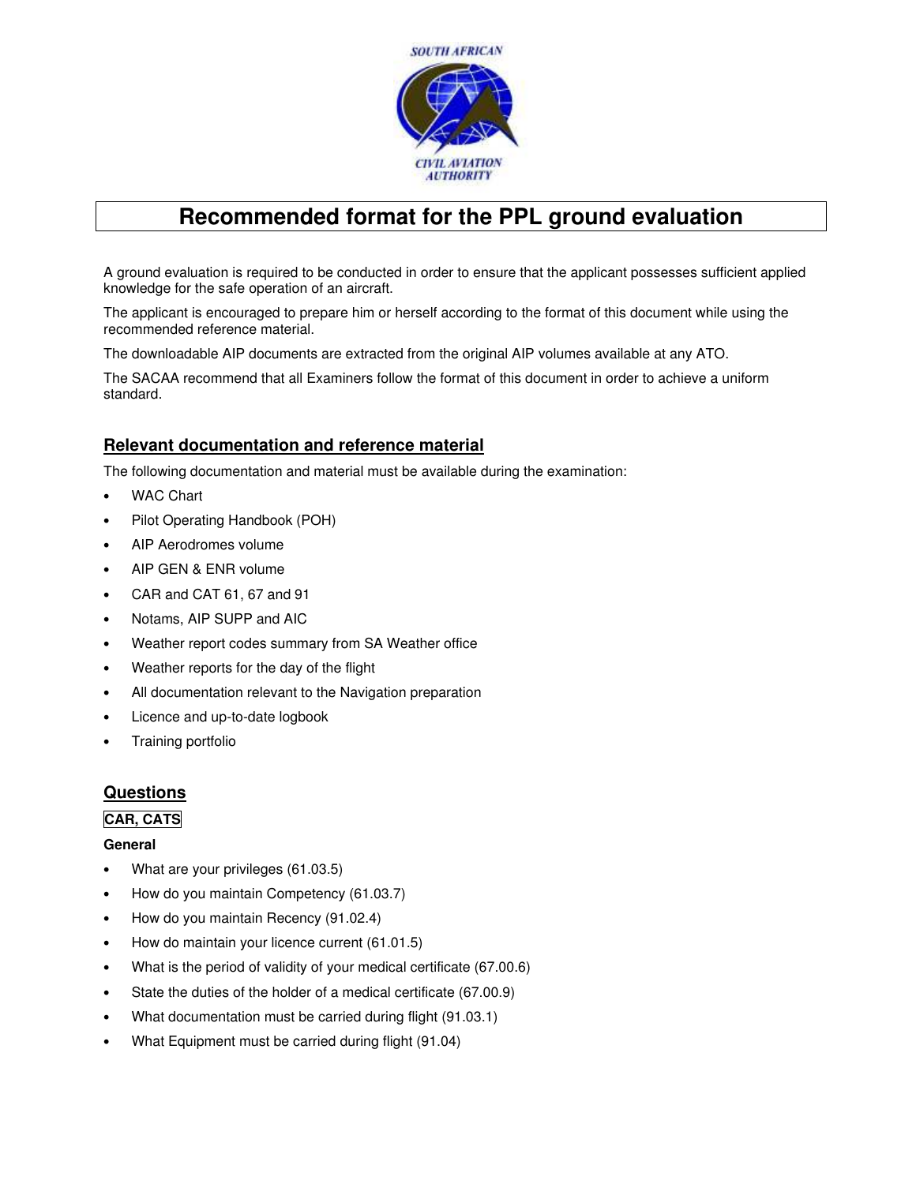# Recommended format for the PPL ground evaluation

A ground evaluation is required to be conducted in order to ensure that the applicant possesses sufficient applied knowledge for the safe operation of an aircraft.

The applicant is encouraged to prepare him or herself according to the format of this document while using the recommended reference material.

The downloadable AIP documents are extracted from the original AIP volumes available at any ATO.

The SACAA recommend that all Examiners follow the format of this document in order to achieve a uniform standard.

## Relevant documentation and reference material

The following documentation and material must be available during the examination:

- WAC Chart
- Pilot Operating Handbook (POH)
- AIP Aerodromes volume
- AIP GEN & ENR volume
- CAR and CAT 61, 67 and 91
- Notams, AIP SUPP and AIC
- Weather report codes summary from SA Weather office
- Weather reports for the day of the flight
- All documentation relevant to the Navigation preparation
- Licence and up-to-date logbook
- Training portfolio

## Questions

### CAR, CATS

**General**

- What are your privileges (61.03.5)
- How do you maintain Competency (61.03.7)
- How do you maintain Recency (91.02.4)
- How do maintain your licence current (61.01.5)
- What is the period of validity of your medical certificate (67.00.6)
- State the duties of the holder of a medical certificate (67.00.9)
- What documentation must be carried during flight (91.03.1)
- What Equipment must be carried during flight (91.04)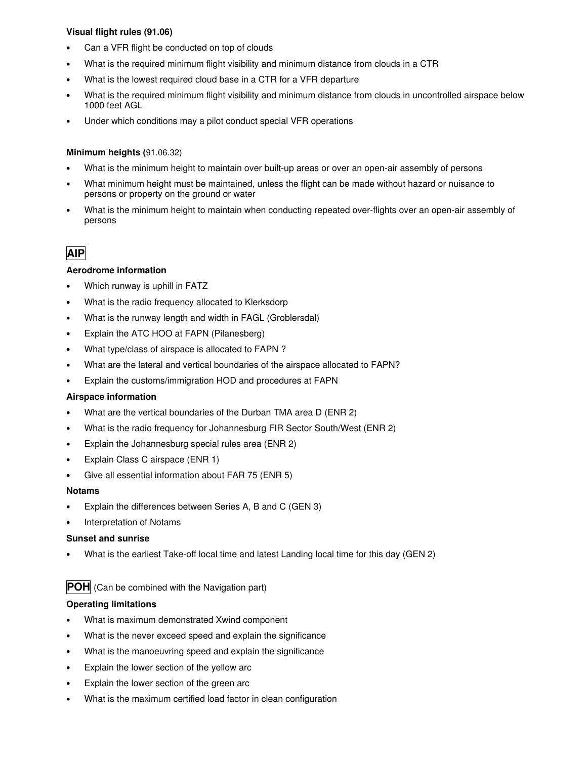**Visual flight rules (91.06)**

- Can a VFR flight be conducted on top of clouds
- What is the required minimum flight visibility and minimum distance from clouds in a CTR
- What is the lowest required cloud base in a CTR for a VFR departure
- What is the required minimum flight visibility and minimum distance from clouds in uncontrolled airspace below 1000 feet AGL
- Under which conditions may a pilot conduct special VFR operations

**Minimum heights (**91.06.32)

- What is the minimum height to maintain over built-up areas or over an open-air assembly of persons
- What minimum height must be maintained, unless the flight can be made without hazard or nuisance to persons or property on the ground or water
- What is the minimum height to maintain when conducting repeated over-flights over an open-air assembly of persons

## AIP

**Aerodrome information**

- Which runway is uphill in FATZ
- What is the radio frequency allocated to Klerksdorp
- What is the runway length and width in FAGL (Groblersdal)
- Explain the ATC HOO at FAPN (Pilanesberg)
- What type/class of airspace is allocated to FAPN ?
- What are the lateral and vertical boundaries of the airspace allocated to FAPN?
- Explain the customs/immigration HOD and procedures at FAPN

**Airspace information**

- What are the vertical boundaries of the Durban TMA area D (ENR 2)
- What is the radio frequency for Johannesburg FIR Sector South/West (ENR 2)
- Explain the Johannesburg special rules area (ENR 2)
- Explain Class C airspace (ENR 1)
- Give all essential information about FAR 75 (ENR 5)

**Notams**

- Explain the differences between Series A, B and C (GEN 3)
- Interpretation of Notams

**Sunset and sunrise**

- What is the earliest Take-off local time and latest Landing local time for this day (GEN 2)

## POH (Can be combined with the Navigation part)

**Operating limitations**

- What is maximum demonstrated Xwind component
- What is the never exceed speed and explain the significance
- What is the manoeuvring speed and explain the significance
- Explain the lower section of the yellow arc
- Explain the lower section of the green arc
- What is the maximum certified load factor in clean configuration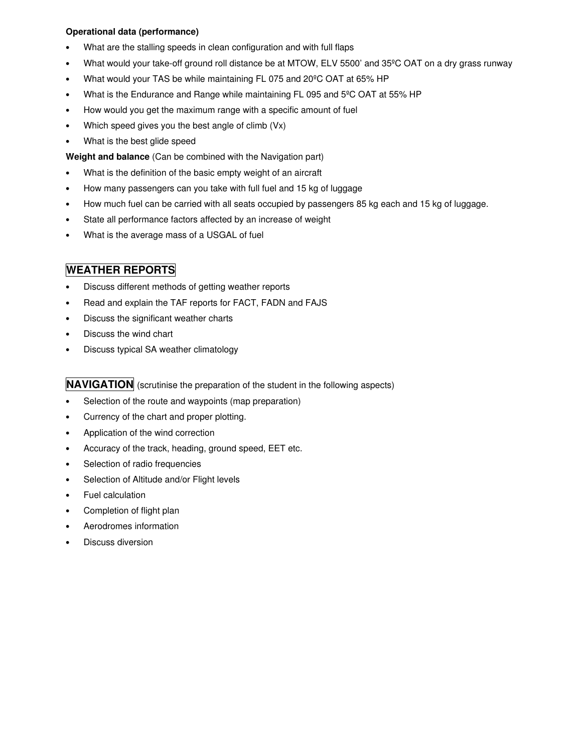**Operational data (performance)**

- What are the stalling speeds in clean configuration and with full flaps
- What would your take-off ground roll distance be at MTOW, ELV 5500' and 35ºC OAT on a dry grass runway
- What would your TAS be while maintaining FL 075 and 20ºC OAT at 65% HP
- What is the Endurance and Range while maintaining FL 095 and 5ºC OAT at 55% HP
- How would you get the maximum range with a specific amount of fuel
- Which speed gives you the best angle of climb (Vx)
- What is the best glide speed

**Weight and balance** (Can be combined with the Navigation part)

- What is the definition of the basic empty weight of an aircraft
- How many passengers can you take with full fuel and 15 kg of luggage
- How much fuel can be carried with all seats occupied by passengers 85 kg each and 15 kg of luggage.
- State all performance factors affected by an increase of weight
- What is the average mass of a USGAL of fuel

## WEATHER REPORTS

- Discuss different methods of getting weather reports
- Read and explain the TAF reports for FACT, FADN and FAJS
- Discuss the significant weather charts
- Discuss the wind chart
- Discuss typical SA weather climatology

## NAVIGATION (scrutinise the preparation of the student in the following aspects)

- Selection of the route and waypoints (map preparation)
- Currency of the chart and proper plotting.
- Application of the wind correction
- Accuracy of the track, heading, ground speed, EET etc.
- Selection of radio frequencies
- Selection of Altitude and/or Flight levels
- Fuel calculation
- Completion of flight plan
- Aerodromes information
- Discuss diversion